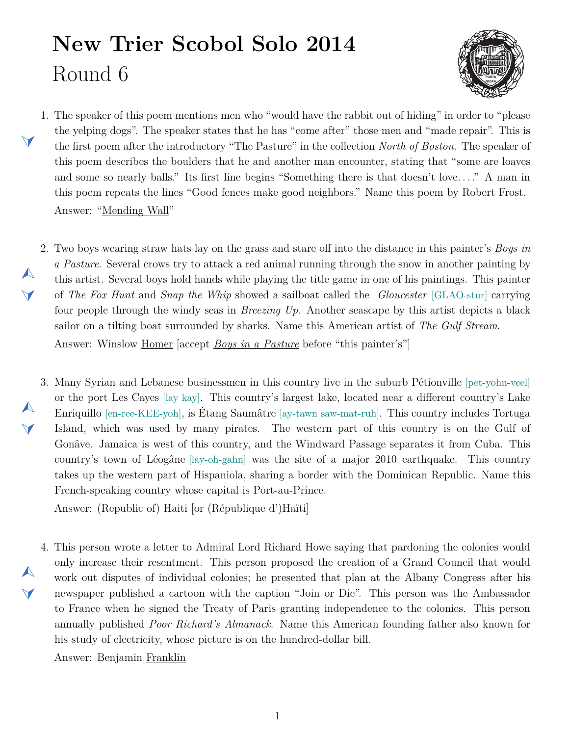# New Trier Scobol Solo 2014

## Round 6

1. The speaker of this poem mentions men who "would have the rabbit out of hiding" in order to "please the yelping dogs". The speaker states that he has "come after" those men and "made repair". This is the first poem after the introductory "The Pasture" in the collection *North of Boston*. The speaker of this poem describes the boulders that he and another man encounter, stating that "some are loaves and some so nearly balls." Its first line begins "Something there is that doesn't love. . . ." A man in this poem repeats the lines "Good fences make good neighbors." Name this poem by Robert Frost.

   Answer: "Mending Wall"

2. Two boys wearing straw hats lay on the grass and stare off into the distance in this painter's *Boys in a Pasture*. Several crows try to attack a red animal running through the snow in another painting by this artist. Several boys hold hands while playing the title game in one of his paintings. This painter of *The Fox Hunt* and *Snap the Whip* showed a sailboat called the *Gloucester* [GLAO-stur] carrying four people through the windy seas in *Breezing Up*. Another seascape by this artist depicts a black sailor on a tilting boat surrounded by sharks. Name this American artist of *The Gulf Stream*.

   Answer: Winslow Homer [accept *Boys in a Pasture* before "this painter's"]

3. Many Syrian and Lebanese businessmen in this country live in the suburb Pétionville [pet-yohn-veel] or the port Les Cayes [lay kay]. This country's largest lake, located near a different country's Lake Enriquillo [en-ree-KEE-yoh], is Étang Saumâtre [ay-tawn saw-mat-ruh]. This country includes Tortuga Island, which was used by many pirates. The western part of this country is on the Gulf of Gonâve. Jamaica is west of this country, and the Windward Passage separates it from Cuba. This country's town of Léogâne [lay-oh-gahn] was the site of a major 2010 earthquake. This country takes up the western part of Hispaniola, sharing a border with the Dominican Republic. Name this French-speaking country whose capital is Port-au-Prince.

   Answer: (Republic of) Haiti [or (République d')Haïti]

4. This person wrote a letter to Admiral Lord Richard Howe saying that pardoning the colonies would only increase their resentment. This person proposed the creation of a Grand Council that would work out disputes of individual colonies; he presented that plan at the Albany Congress after his newspaper published a cartoon with the caption "Join or Die". This person was the Ambassador to France when he signed the Treaty of Paris granting independence to the colonies. This person annually published *Poor Richard's Almanack*. Name this American founding father also known for his study of electricity, whose picture is on the hundred-dollar bill.

   Answer: Benjamin Franklin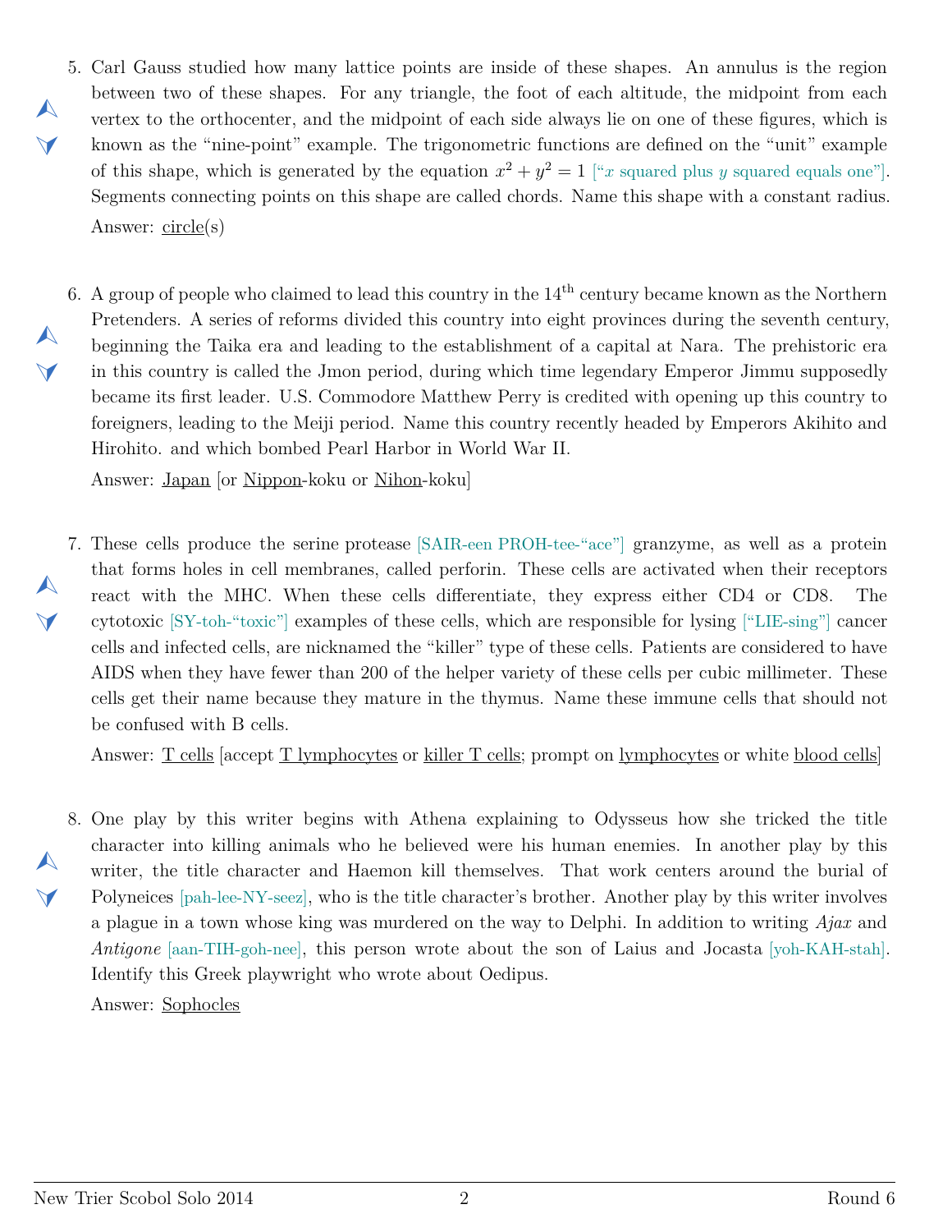5. Carl Gauss studied how many lattice points are inside of these shapes. An annulus is the region between two of these shapes. For any triangle, the foot of each altitude, the midpoint from each vertex to the orthocenter, and the midpoint of each side always lie on one of these figures, which is known as the "nine-point" example. The trigonometric functions are defined on the "unit" example of this shape, which is generated by the equation $x^2 + y^2 = 1$ ["$x$ squared plus $y$ squared equals one"]. Segments connecting points on this shape are called chords. Name this shape with a constant radius.

   Answer: circle(s)

6. A group of people who claimed to lead this country in the 14th century became known as the Northern Pretenders. A series of reforms divided this country into eight provinces during the seventh century, beginning the Taika era and leading to the establishment of a capital at Nara. The prehistoric era in this country is called the Jmon period, during which time legendary Emperor Jimmu supposedly became its first leader. U.S. Commodore Matthew Perry is credited with opening up this country to foreigners, leading to the Meiji period. Name this country recently headed by Emperors Akihito and Hirohito. and which bombed Pearl Harbor in World War II.

   Answer: Japan [or Nippon-koku or Nihon-koku]

7. These cells produce the serine protease [SAIR-een PROH-tee-"ace"] granzyme, as well as a protein that forms holes in cell membranes, called perforin. These cells are activated when their receptors react with the MHC. When these cells differentiate, they express either CD4 or CD8. The cytotoxic [SY-toh-"toxic"] examples of these cells, which are responsible for lysing ["LIE-sing"] cancer cells and infected cells, are nicknamed the "killer" type of these cells. Patients are considered to have AIDS when they have fewer than 200 of the helper variety of these cells per cubic millimeter. These cells get their name because they mature in the thymus. Name these immune cells that should not be confused with B cells.

   Answer: T cells [accept T lymphocytes or killer T cells; prompt on lymphocytes or white blood cells]

8. One play by this writer begins with Athena explaining to Odysseus how she tricked the title character into killing animals who he believed were his human enemies. In another play by this writer, the title character and Haemon kill themselves. That work centers around the burial of Polyneices [pah-lee-NY-seez], who is the title character's brother. Another play by this writer involves a plague in a town whose king was murdered on the way to Delphi. In addition to writing *Ajax* and *Antigone* [aan-TIH-goh-nee], this person wrote about the son of Laius and Jocasta [yoh-KAH-stah]. Identify this Greek playwright who wrote about Oedipus.

   Answer: Sophocles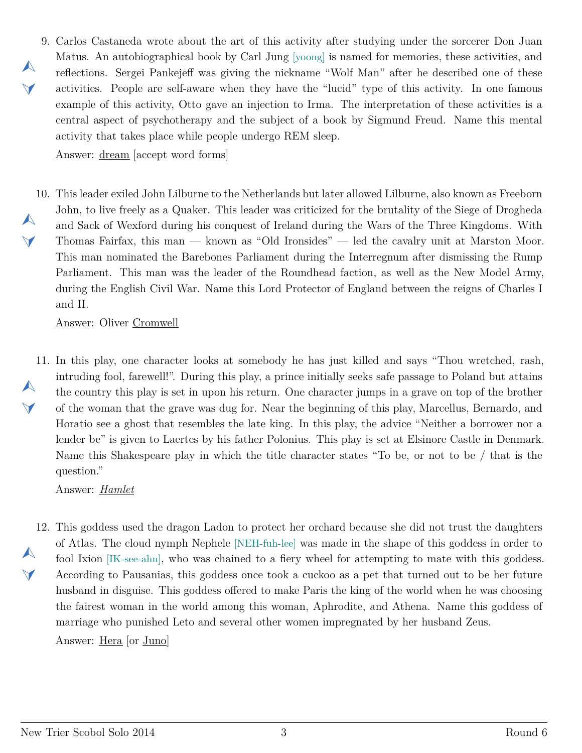9. Carlos Castaneda wrote about the art of this activity after studying under the sorcerer Don Juan Matus. An autobiographical book by Carl Jung [yoong] is named for memories, these activities, and reflections. Sergei Pankejeff was giving the nickname "Wolf Man" after he described one of these activities. People are self-aware when they have the "lucid" type of this activity. In one famous example of this activity, Otto gave an injection to Irma. The interpretation of these activities is a central aspect of psychotherapy and the subject of a book by Sigmund Freud. Name this mental activity that takes place while people undergo REM sleep.

   Answer: <u>dream</u> [accept word forms]

10. This leader exiled John Lilburne to the Netherlands but later allowed Lilburne, also known as Freeborn John, to live freely as a Quaker. This leader was criticized for the brutality of the Siege of Drogheda and Sack of Wexford during his conquest of Ireland during the Wars of the Three Kingdoms. With Thomas Fairfax, this man — known as "Old Ironsides" — led the cavalry unit at Marston Moor. This man nominated the Barebones Parliament during the Interregnum after dismissing the Rump Parliament. This man was the leader of the Roundhead faction, as well as the New Model Army, during the English Civil War. Name this Lord Protector of England between the reigns of Charles I and II.

    Answer: Oliver <u>Cromwell</u>

11. In this play, one character looks at somebody he has just killed and says "Thou wretched, rash, intruding fool, farewell!". During this play, a prince initially seeks safe passage to Poland but attains the country this play is set in upon his return. One character jumps in a grave on top of the brother of the woman that the grave was dug for. Near the beginning of this play, Marcellus, Bernardo, and Horatio see a ghost that resembles the late king. In this play, the advice "Neither a borrower nor a lender be" is given to Laertes by his father Polonius. This play is set at Elsinore Castle in Denmark. Name this Shakespeare play in which the title character states "To be, or not to be / that is the question."

    Answer: <u>*Hamlet*</u>

12. This goddess used the dragon Ladon to protect her orchard because she did not trust the daughters of Atlas. The cloud nymph Nephele [NEH-fuh-lee] was made in the shape of this goddess in order to fool Ixion [IK-see-ahn], who was chained to a fiery wheel for attempting to mate with this goddess. According to Pausanias, this goddess once took a cuckoo as a pet that turned out to be her future husband in disguise. This goddess offered to make Paris the king of the world when he was choosing the fairest woman in the world among this woman, Aphrodite, and Athena. Name this goddess of marriage who punished Leto and several other women impregnated by her husband Zeus.

    Answer: <u>Hera</u> [or <u>Juno</u>]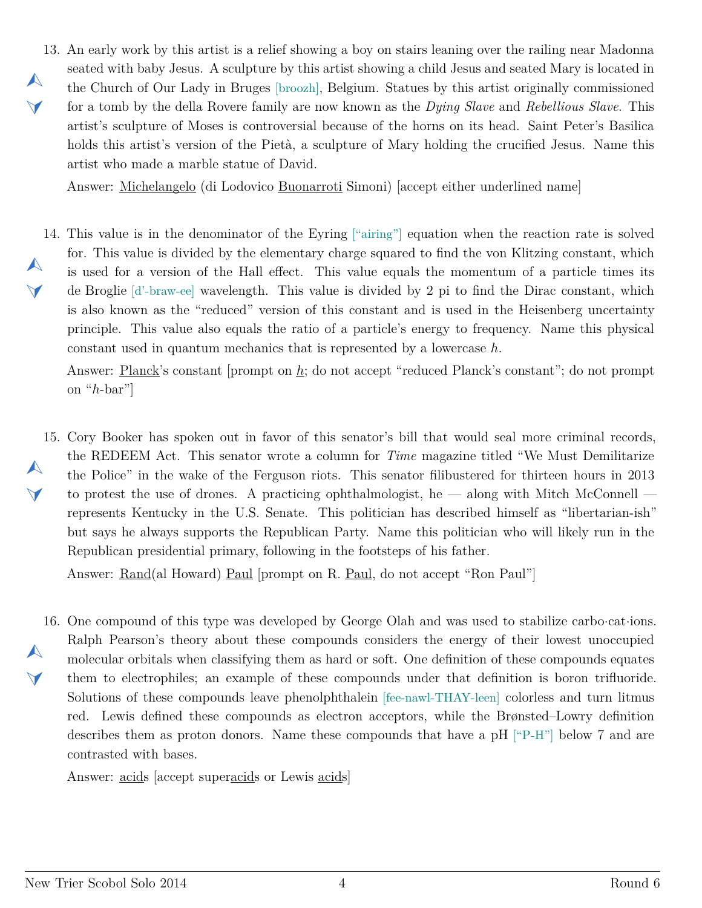13. An early work by this artist is a relief showing a boy on stairs leaning over the railing near Madonna seated with baby Jesus. A sculpture by this artist showing a child Jesus and seated Mary is located in the Church of Our Lady in Bruges [broozh], Belgium. Statues by this artist originally commissioned for a tomb by the della Rovere family are now known as the *Dying Slave* and *Rebellious Slave*. This artist's sculpture of Moses is controversial because of the horns on its head. Saint Peter's Basilica holds this artist's version of the Pietà, a sculpture of Mary holding the crucified Jesus. Name this artist who made a marble statue of David.

   Answer: <u>Michelangelo</u> (di Lodovico <u>Buonarroti</u> Simoni) [accept either underlined name]

14. This value is in the denominator of the Eyring ["airing"] equation when the reaction rate is solved for. This value is divided by the elementary charge squared to find the von Klitzing constant, which is used for a version of the Hall effect. This value equals the momentum of a particle times its de Broglie [d'-braw-ee] wavelength. This value is divided by 2 pi to find the Dirac constant, which is also known as the "reduced" version of this constant and is used in the Heisenberg uncertainty principle. This value also equals the ratio of a particle's energy to frequency. Name this physical constant used in quantum mechanics that is represented by a lowercase $h$.

   Answer: <u>Planck</u>'s constant [prompt on $h$; do not accept "reduced Planck's constant"; do not prompt on "$h$-bar"]

15. Cory Booker has spoken out in favor of this senator's bill that would seal more criminal records, the REDEEM Act. This senator wrote a column for *Time* magazine titled "We Must Demilitarize the Police" in the wake of the Ferguson riots. This senator filibustered for thirteen hours in 2013 to protest the use of drones. A practicing ophthalmologist, he — along with Mitch McConnell — represents Kentucky in the U.S. Senate. This politician has described himself as "libertarian-ish" but says he always supports the Republican Party. Name this politician who will likely run in the Republican presidential primary, following in the footsteps of his father.

   Answer: <u>Rand</u>(al Howard) <u>Paul</u> [prompt on R. <u>Paul</u>, do not accept "Ron Paul"]

16. One compound of this type was developed by George Olah and was used to stabilize carbo·cat·ions. Ralph Pearson's theory about these compounds considers the energy of their lowest unoccupied molecular orbitals when classifying them as hard or soft. One definition of these compounds equates them to electrophiles; an example of these compounds under that definition is boron trifluoride. Solutions of these compounds leave phenolphthalein [fee-nawl-THAY-leen] colorless and turn litmus red. Lewis defined these compounds as electron acceptors, while the Brønsted–Lowry definition describes them as proton donors. Name these compounds that have a pH ["P-H"] below 7 and are contrasted with bases.

   Answer: <u>acid</u>s [accept super<u>acid</u>s or Lewis <u>acid</u>s]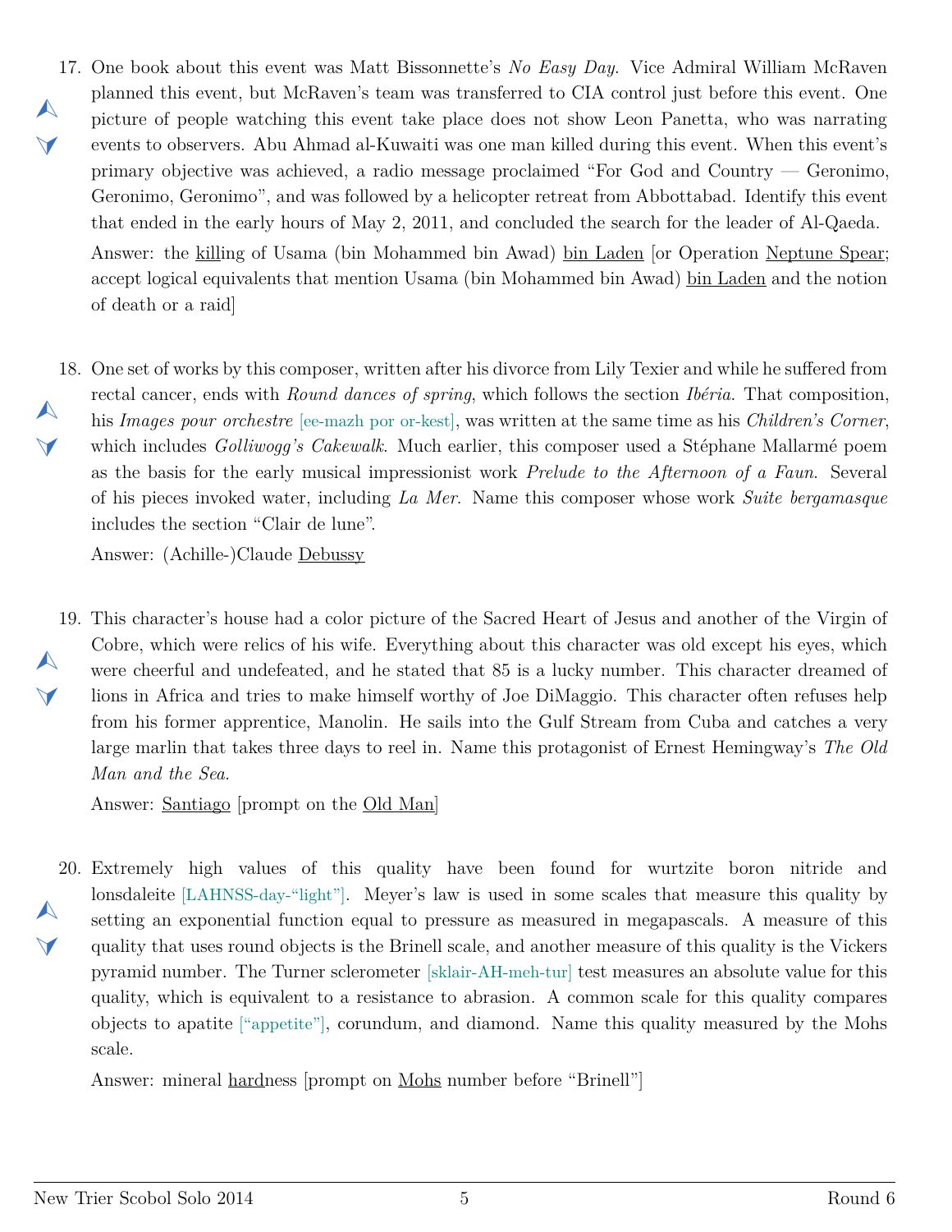17. One book about this event was Matt Bissonnette's *No Easy Day*. Vice Admiral William McRaven planned this event, but McRaven's team was transferred to CIA control just before this event. One picture of people watching this event take place does not show Leon Panetta, who was narrating events to observers. Abu Ahmad al-Kuwaiti was one man killed during this event. When this event's primary objective was achieved, a radio message proclaimed "For God and Country — Geronimo, Geronimo, Geronimo", and was followed by a helicopter retreat from Abbottabad. Identify this event that ended in the early hours of May 2, 2011, and concluded the search for the leader of Al-Qaeda.

    Answer: the kill*ing of Usama (bin Mohammed bin Awad) bin Laden [or Operation Neptune Spear; accept logical equivalents that mention Usama (bin Mohammed bin Awad) bin Laden and the notion of death or a raid]

18. One set of works by this composer, written after his divorce from Lily Texier and while he suffered from rectal cancer, ends with *Round dances of spring*, which follows the section *Ibéria*. That composition, his *Images pour orchestre* [ee-mazh por or-kest], was written at the same time as his *Children's Corner*, which includes *Golliwogg's Cakewalk*. Much earlier, this composer used a Stéphane Mallarmé poem as the basis for the early musical impressionist work *Prelude to the Afternoon of a Faun*. Several of his pieces invoked water, including *La Mer*. Name this composer whose work *Suite bergamasque* includes the section "Clair de lune".

    Answer: (Achille-)Claude Debussy

19. This character's house had a color picture of the Sacred Heart of Jesus and another of the Virgin of Cobre, which were relics of his wife. Everything about this character was old except his eyes, which were cheerful and undefeated, and he stated that 85 is a lucky number. This character dreamed of lions in Africa and tries to make himself worthy of Joe DiMaggio. This character often refuses help from his former apprentice, Manolin. He sails into the Gulf Stream from Cuba and catches a very large marlin that takes three days to reel in. Name this protagonist of Ernest Hemingway's *The Old Man and the Sea*.

    Answer: Santiago [prompt on the Old Man]

20. Extremely high values of this quality have been found for wurtzite boron nitride and lonsdaleite [LAHNSS-day-"light"]. Meyer's law is used in some scales that measure this quality by setting an exponential function equal to pressure as measured in megapascals. A measure of this quality that uses round objects is the Brinell scale, and another measure of this quality is the Vickers pyramid number. The Turner sclerometer [sklair-AH-meh-tur] test measures an absolute value for this quality, which is equivalent to a resistance to abrasion. A common scale for this quality compares objects to apatite ["appetite"], corundum, and diamond. Name this quality measured by the Mohs scale.

    Answer: mineral hardness [prompt on Mohs number before "Brinell"]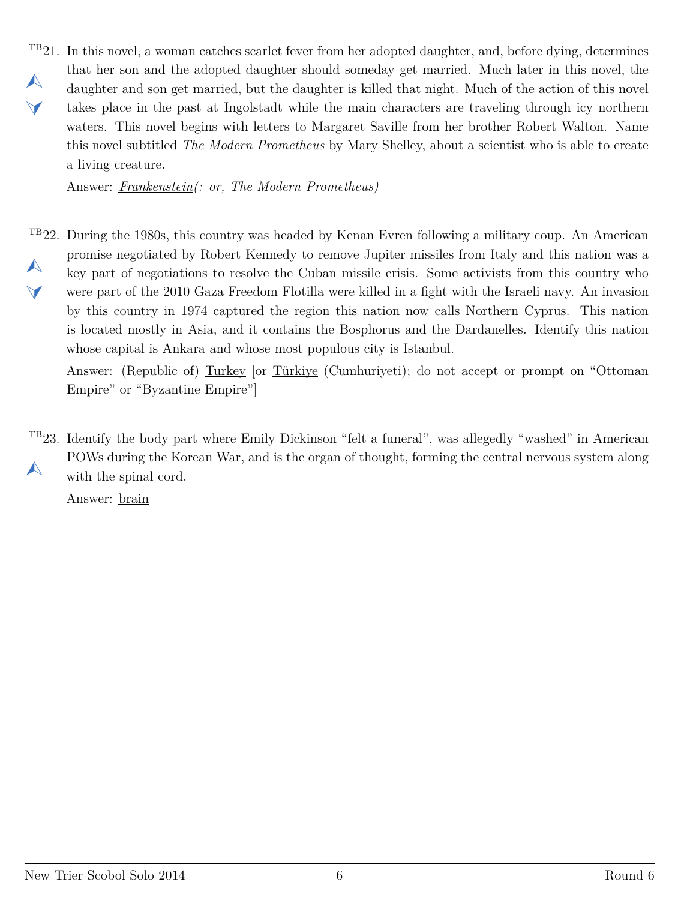TB21. In this novel, a woman catches scarlet fever from her adopted daughter, and, before dying, determines that her son and the adopted daughter should someday get married. Much later in this novel, the daughter and son get married, but the daughter is killed that night. Much of the action of this novel takes place in the past at Ingolstadt while the main characters are traveling through icy northern waters. This novel begins with letters to Margaret Saville from her brother Robert Walton. Name this novel subtitled *The Modern Prometheus* by Mary Shelley, about a scientist who is able to create a living creature.

Answer: *Frankenstein(: or, The Modern Prometheus)*

TB22. During the 1980s, this country was headed by Kenan Evren following a military coup. An American promise negotiated by Robert Kennedy to remove Jupiter missiles from Italy and this nation was a key part of negotiations to resolve the Cuban missile crisis. Some activists from this country who were part of the 2010 Gaza Freedom Flotilla were killed in a fight with the Israeli navy. An invasion by this country in 1974 captured the region this nation now calls Northern Cyprus. This nation is located mostly in Asia, and it contains the Bosphorus and the Dardanelles. Identify this nation whose capital is Ankara and whose most populous city is Istanbul.

Answer: (Republic of) Turkey [or Türkiye (Cumhuriyeti); do not accept or prompt on "Ottoman Empire" or "Byzantine Empire"]

TB23. Identify the body part where Emily Dickinson "felt a funeral", was allegedly "washed" in American POWs during the Korean War, and is the organ of thought, forming the central nervous system along with the spinal cord.

Answer: brain